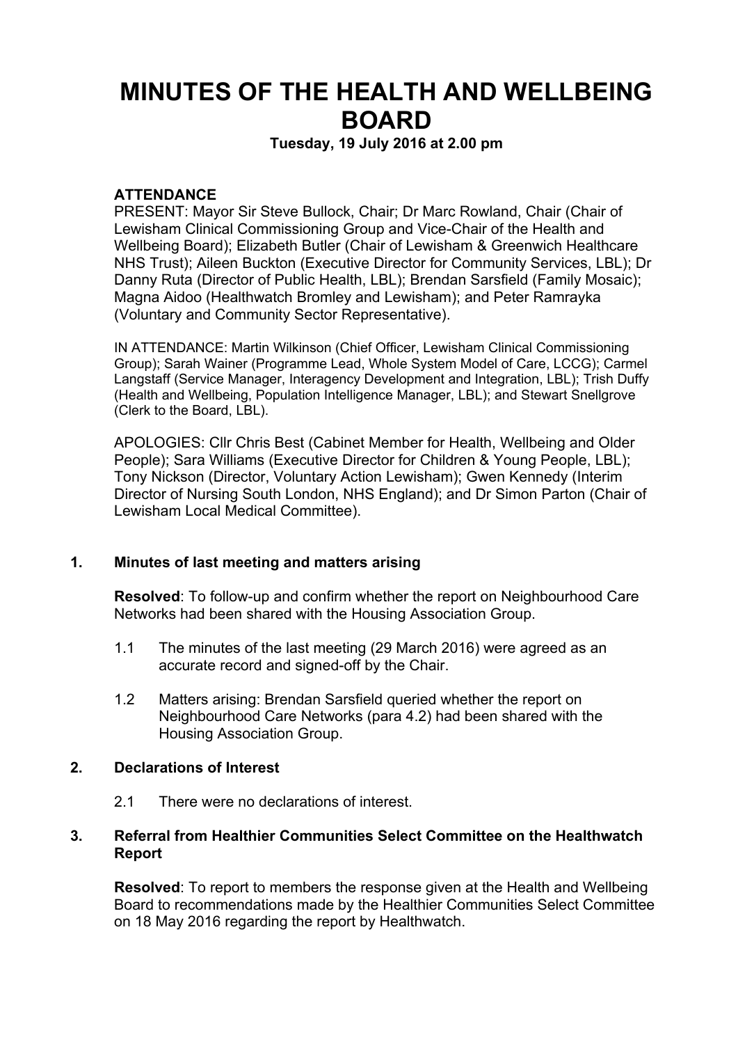# MINUTES OF THE HEALTH AND WELLBEING BOARD

**Tuesday, 19 July 2016 at 2.00 pm**

**ATTENDANCE**

PRESENT: Mayor Sir Steve Bullock, Chair; Dr Marc Rowland, Chair (Chair of Lewisham Clinical Commissioning Group and Vice-Chair of the Health and Wellbeing Board); Elizabeth Butler (Chair of Lewisham & Greenwich Healthcare NHS Trust); Aileen Buckton (Executive Director for Community Services, LBL); Dr Danny Ruta (Director of Public Health, LBL); Brendan Sarsfield (Family Mosaic); Magna Aidoo (Healthwatch Bromley and Lewisham); and Peter Ramrayka (Voluntary and Community Sector Representative).

IN ATTENDANCE: Martin Wilkinson (Chief Officer, Lewisham Clinical Commissioning Group); Sarah Wainer (Programme Lead, Whole System Model of Care, LCCG); Carmel Langstaff (Service Manager, Interagency Development and Integration, LBL); Trish Duffy (Health and Wellbeing, Population Intelligence Manager, LBL); and Stewart Snellgrove (Clerk to the Board, LBL).

APOLOGIES: Cllr Chris Best (Cabinet Member for Health, Wellbeing and Older People); Sara Williams (Executive Director for Children & Young People, LBL); Tony Nickson (Director, Voluntary Action Lewisham); Gwen Kennedy (Interim Director of Nursing South London, NHS England); and Dr Simon Parton (Chair of Lewisham Local Medical Committee).

**1. Minutes of last meeting and matters arising**

**Resolved**: To follow-up and confirm whether the report on Neighbourhood Care Networks had been shared with the Housing Association Group.

1.1 The minutes of the last meeting (29 March 2016) were agreed as an accurate record and signed-off by the Chair.

1.2 Matters arising: Brendan Sarsfield queried whether the report on Neighbourhood Care Networks (para 4.2) had been shared with the Housing Association Group.

**2. Declarations of Interest**

2.1 There were no declarations of interest.

**3. Referral from Healthier Communities Select Committee on the Healthwatch Report**

**Resolved**: To report to members the response given at the Health and Wellbeing Board to recommendations made by the Healthier Communities Select Committee on 18 May 2016 regarding the report by Healthwatch.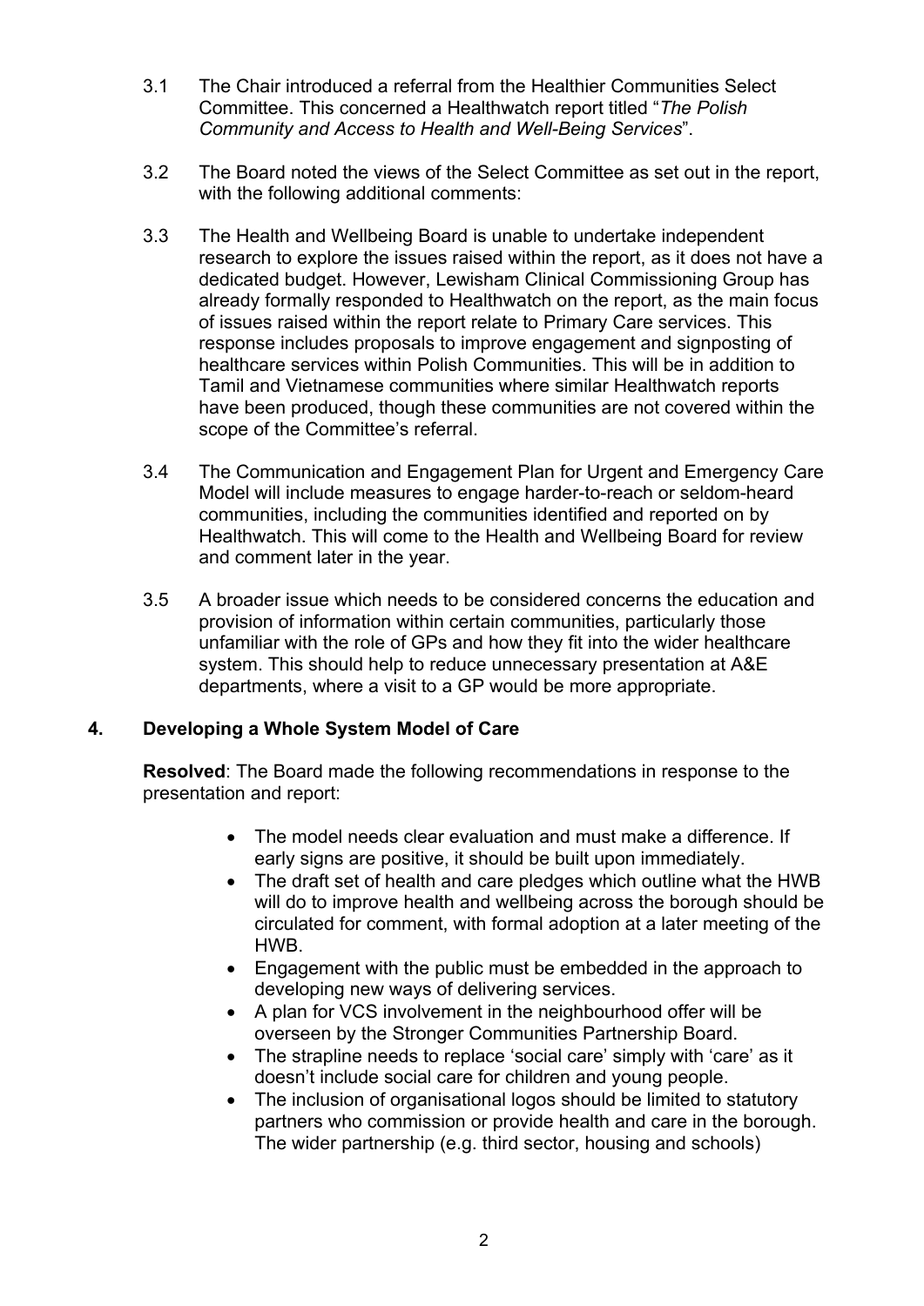3.1 The Chair introduced a referral from the Healthier Communities Select Committee. This concerned a Healthwatch report titled "*The Polish Community and Access to Health and Well-Being Services*".

3.2 The Board noted the views of the Select Committee as set out in the report, with the following additional comments:

3.3 The Health and Wellbeing Board is unable to undertake independent research to explore the issues raised within the report, as it does not have a dedicated budget. However, Lewisham Clinical Commissioning Group has already formally responded to Healthwatch on the report, as the main focus of issues raised within the report relate to Primary Care services. This response includes proposals to improve engagement and signposting of healthcare services within Polish Communities. This will be in addition to Tamil and Vietnamese communities where similar Healthwatch reports have been produced, though these communities are not covered within the scope of the Committee's referral.

3.4 The Communication and Engagement Plan for Urgent and Emergency Care Model will include measures to engage harder-to-reach or seldom-heard communities, including the communities identified and reported on by Healthwatch. This will come to the Health and Wellbeing Board for review and comment later in the year.

3.5 A broader issue which needs to be considered concerns the education and provision of information within certain communities, particularly those unfamiliar with the role of GPs and how they fit into the wider healthcare system. This should help to reduce unnecessary presentation at A&E departments, where a visit to a GP would be more appropriate.

## 4. Developing a Whole System Model of Care

**Resolved**: The Board made the following recommendations in response to the presentation and report:

- The model needs clear evaluation and must make a difference. If early signs are positive, it should be built upon immediately.
- The draft set of health and care pledges which outline what the HWB will do to improve health and wellbeing across the borough should be circulated for comment, with formal adoption at a later meeting of the HWB.
- Engagement with the public must be embedded in the approach to developing new ways of delivering services.
- A plan for VCS involvement in the neighbourhood offer will be overseen by the Stronger Communities Partnership Board.
- The strapline needs to replace 'social care' simply with 'care' as it doesn't include social care for children and young people.
- The inclusion of organisational logos should be limited to statutory partners who commission or provide health and care in the borough. The wider partnership (e.g. third sector, housing and schools)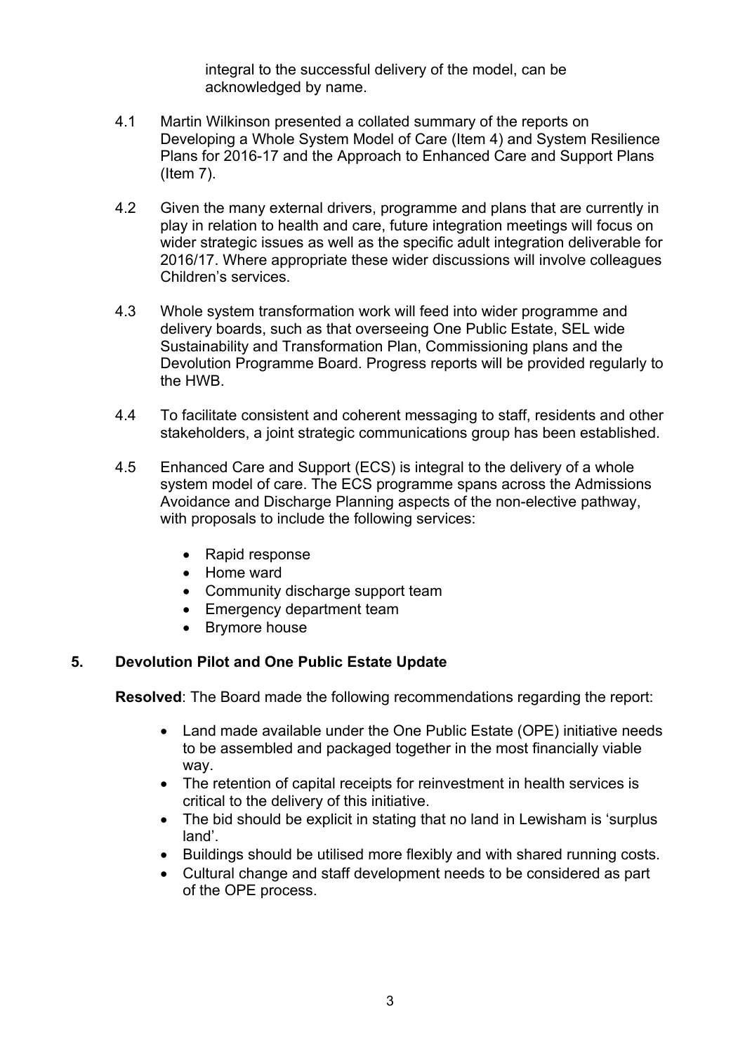integral to the successful delivery of the model, can be acknowledged by name.

4.1 Martin Wilkinson presented a collated summary of the reports on Developing a Whole System Model of Care (Item 4) and System Resilience Plans for 2016-17 and the Approach to Enhanced Care and Support Plans (Item 7).

4.2 Given the many external drivers, programme and plans that are currently in play in relation to health and care, future integration meetings will focus on wider strategic issues as well as the specific adult integration deliverable for 2016/17. Where appropriate these wider discussions will involve colleagues Children's services.

4.3 Whole system transformation work will feed into wider programme and delivery boards, such as that overseeing One Public Estate, SEL wide Sustainability and Transformation Plan, Commissioning plans and the Devolution Programme Board. Progress reports will be provided regularly to the HWB.

4.4 To facilitate consistent and coherent messaging to staff, residents and other stakeholders, a joint strategic communications group has been established.

4.5 Enhanced Care and Support (ECS) is integral to the delivery of a whole system model of care. The ECS programme spans across the Admissions Avoidance and Discharge Planning aspects of the non-elective pathway, with proposals to include the following services:

- Rapid response
- Home ward
- Community discharge support team
- Emergency department team
- Brymore house

## 5. Devolution Pilot and One Public Estate Update

**Resolved**: The Board made the following recommendations regarding the report:

- Land made available under the One Public Estate (OPE) initiative needs to be assembled and packaged together in the most financially viable way.
- The retention of capital receipts for reinvestment in health services is critical to the delivery of this initiative.
- The bid should be explicit in stating that no land in Lewisham is 'surplus land'.
- Buildings should be utilised more flexibly and with shared running costs.
- Cultural change and staff development needs to be considered as part of the OPE process.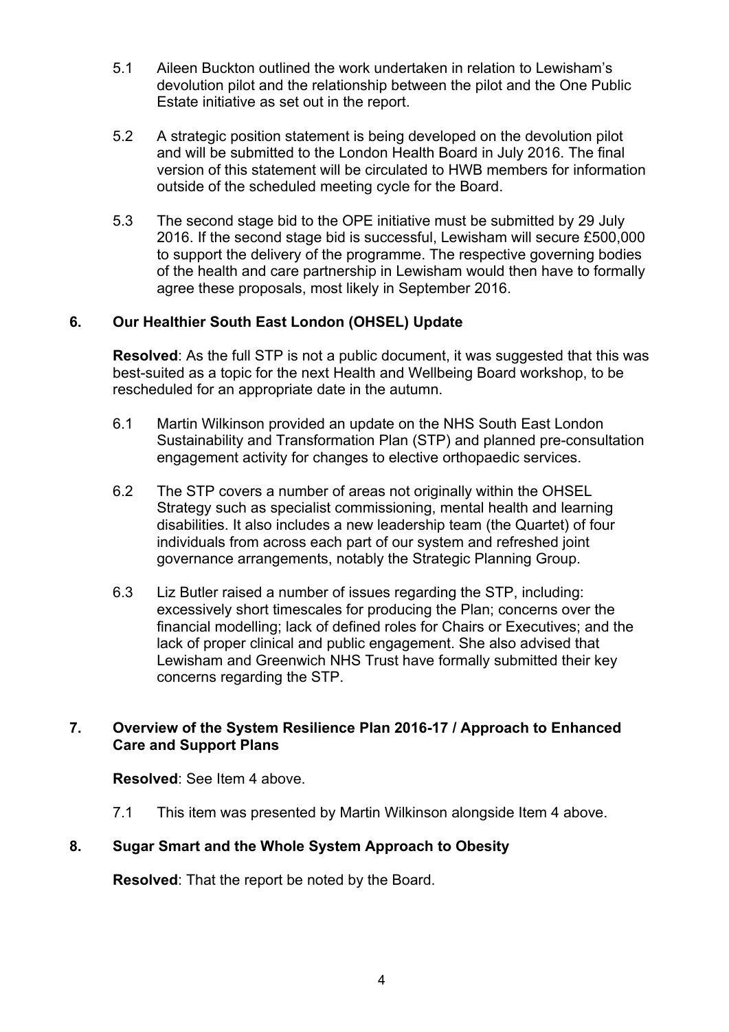5.1 Aileen Buckton outlined the work undertaken in relation to Lewisham's devolution pilot and the relationship between the pilot and the One Public Estate initiative as set out in the report.

5.2 A strategic position statement is being developed on the devolution pilot and will be submitted to the London Health Board in July 2016. The final version of this statement will be circulated to HWB members for information outside of the scheduled meeting cycle for the Board.

5.3 The second stage bid to the OPE initiative must be submitted by 29 July 2016. If the second stage bid is successful, Lewisham will secure £500,000 to support the delivery of the programme. The respective governing bodies of the health and care partnership in Lewisham would then have to formally agree these proposals, most likely in September 2016.

## 6. Our Healthier South East London (OHSEL) Update

**Resolved**: As the full STP is not a public document, it was suggested that this was best-suited as a topic for the next Health and Wellbeing Board workshop, to be rescheduled for an appropriate date in the autumn.

6.1 Martin Wilkinson provided an update on the NHS South East London Sustainability and Transformation Plan (STP) and planned pre-consultation engagement activity for changes to elective orthopaedic services.

6.2 The STP covers a number of areas not originally within the OHSEL Strategy such as specialist commissioning, mental health and learning disabilities. It also includes a new leadership team (the Quartet) of four individuals from across each part of our system and refreshed joint governance arrangements, notably the Strategic Planning Group.

6.3 Liz Butler raised a number of issues regarding the STP, including: excessively short timescales for producing the Plan; concerns over the financial modelling; lack of defined roles for Chairs or Executives; and the lack of proper clinical and public engagement. She also advised that Lewisham and Greenwich NHS Trust have formally submitted their key concerns regarding the STP.

## 7. Overview of the System Resilience Plan 2016-17 / Approach to Enhanced Care and Support Plans

**Resolved**: See Item 4 above.

7.1 This item was presented by Martin Wilkinson alongside Item 4 above.

## 8. Sugar Smart and the Whole System Approach to Obesity

**Resolved**: That the report be noted by the Board.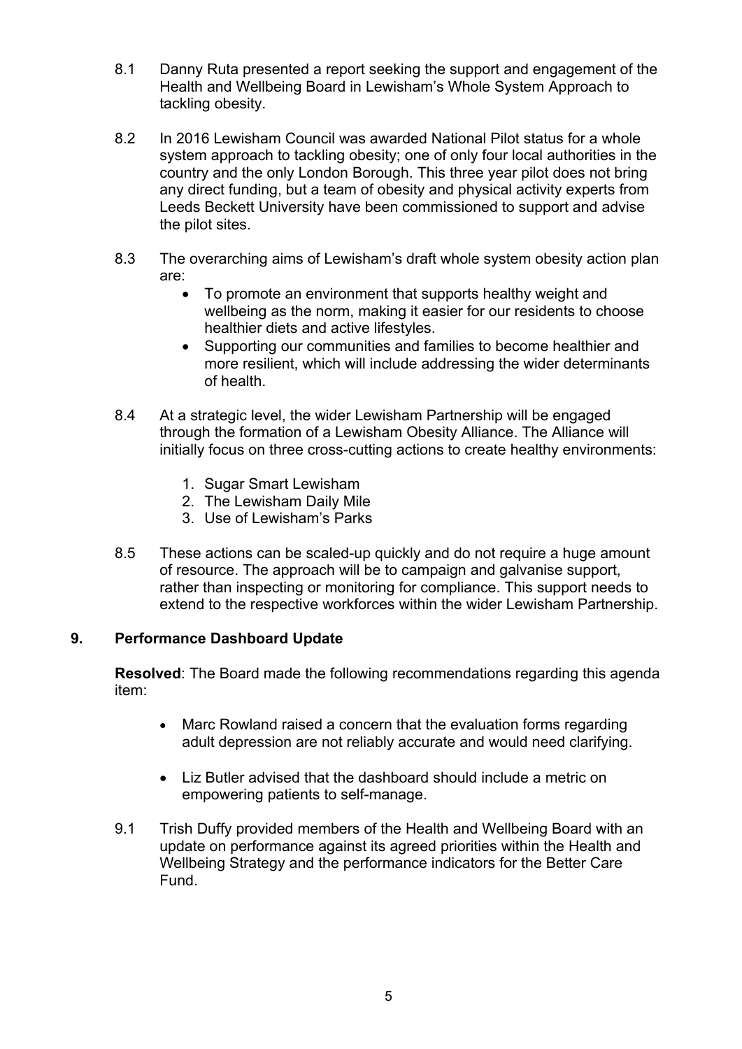8.1 Danny Ruta presented a report seeking the support and engagement of the Health and Wellbeing Board in Lewisham's Whole System Approach to tackling obesity.

8.2 In 2016 Lewisham Council was awarded National Pilot status for a whole system approach to tackling obesity; one of only four local authorities in the country and the only London Borough. This three year pilot does not bring any direct funding, but a team of obesity and physical activity experts from Leeds Beckett University have been commissioned to support and advise the pilot sites.

8.3 The overarching aims of Lewisham's draft whole system obesity action plan are:

- To promote an environment that supports healthy weight and wellbeing as the norm, making it easier for our residents to choose healthier diets and active lifestyles.
- Supporting our communities and families to become healthier and more resilient, which will include addressing the wider determinants of health.

8.4 At a strategic level, the wider Lewisham Partnership will be engaged through the formation of a Lewisham Obesity Alliance. The Alliance will initially focus on three cross-cutting actions to create healthy environments:

1. Sugar Smart Lewisham
2. The Lewisham Daily Mile
3. Use of Lewisham's Parks

8.5 These actions can be scaled-up quickly and do not require a huge amount of resource. The approach will be to campaign and galvanise support, rather than inspecting or monitoring for compliance. This support needs to extend to the respective workforces within the wider Lewisham Partnership.

## 9. Performance Dashboard Update

**Resolved**: The Board made the following recommendations regarding this agenda item:

- Marc Rowland raised a concern that the evaluation forms regarding adult depression are not reliably accurate and would need clarifying.
- Liz Butler advised that the dashboard should include a metric on empowering patients to self-manage.

9.1 Trish Duffy provided members of the Health and Wellbeing Board with an update on performance against its agreed priorities within the Health and Wellbeing Strategy and the performance indicators for the Better Care Fund.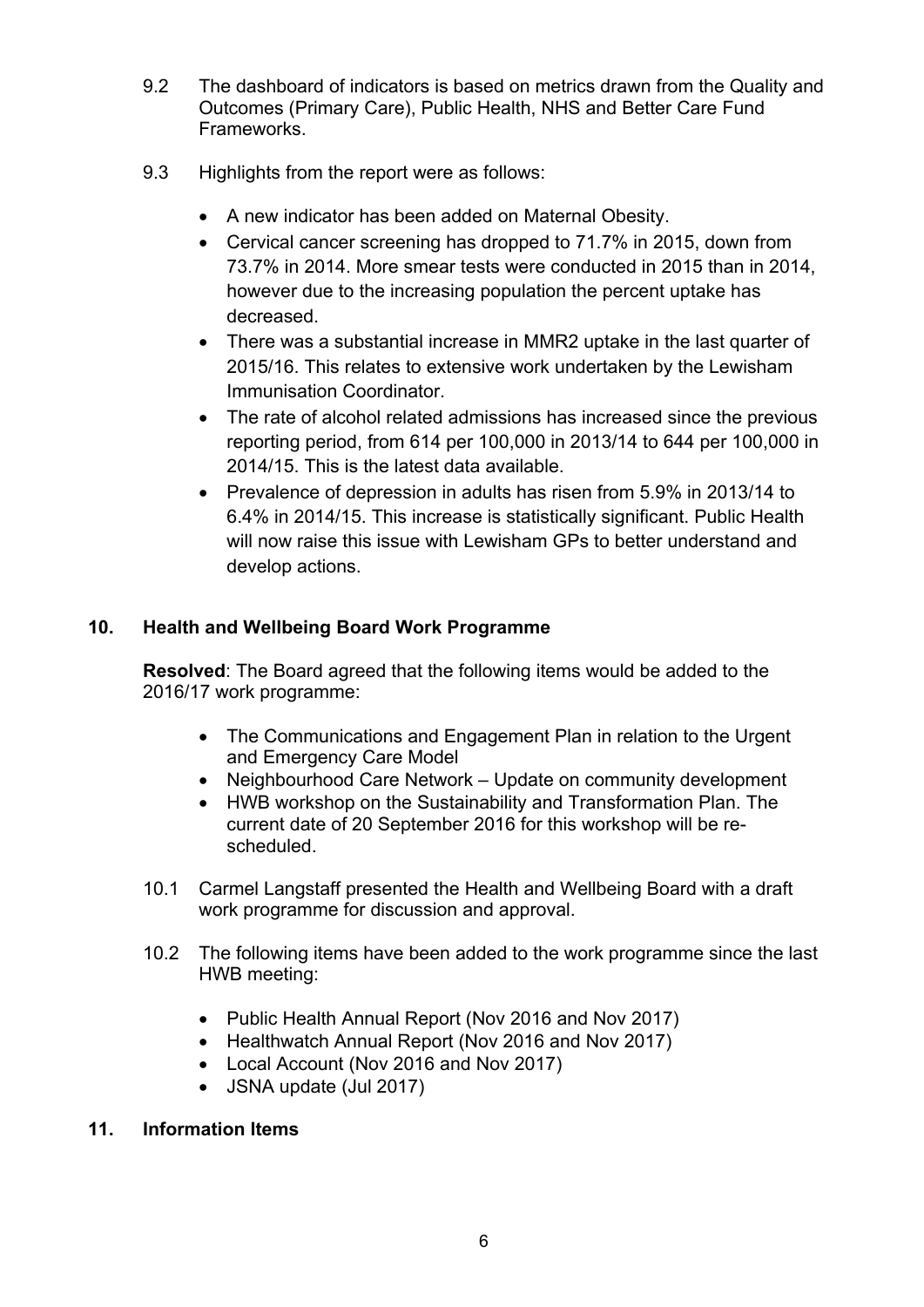9.2 The dashboard of indicators is based on metrics drawn from the Quality and Outcomes (Primary Care), Public Health, NHS and Better Care Fund Frameworks.

9.3 Highlights from the report were as follows:

- A new indicator has been added on Maternal Obesity.
- Cervical cancer screening has dropped to 71.7% in 2015, down from 73.7% in 2014. More smear tests were conducted in 2015 than in 2014, however due to the increasing population the percent uptake has decreased.
- There was a substantial increase in MMR2 uptake in the last quarter of 2015/16. This relates to extensive work undertaken by the Lewisham Immunisation Coordinator.
- The rate of alcohol related admissions has increased since the previous reporting period, from 614 per 100,000 in 2013/14 to 644 per 100,000 in 2014/15. This is the latest data available.
- Prevalence of depression in adults has risen from 5.9% in 2013/14 to 6.4% in 2014/15. This increase is statistically significant. Public Health will now raise this issue with Lewisham GPs to better understand and develop actions.

## 10. Health and Wellbeing Board Work Programme

**Resolved**: The Board agreed that the following items would be added to the 2016/17 work programme:

- The Communications and Engagement Plan in relation to the Urgent and Emergency Care Model
- Neighbourhood Care Network – Update on community development
- HWB workshop on the Sustainability and Transformation Plan. The current date of 20 September 2016 for this workshop will be re-scheduled.

10.1 Carmel Langstaff presented the Health and Wellbeing Board with a draft work programme for discussion and approval.

10.2 The following items have been added to the work programme since the last HWB meeting:

- Public Health Annual Report (Nov 2016 and Nov 2017)
- Healthwatch Annual Report (Nov 2016 and Nov 2017)
- Local Account (Nov 2016 and Nov 2017)
- JSNA update (Jul 2017)

## 11. Information Items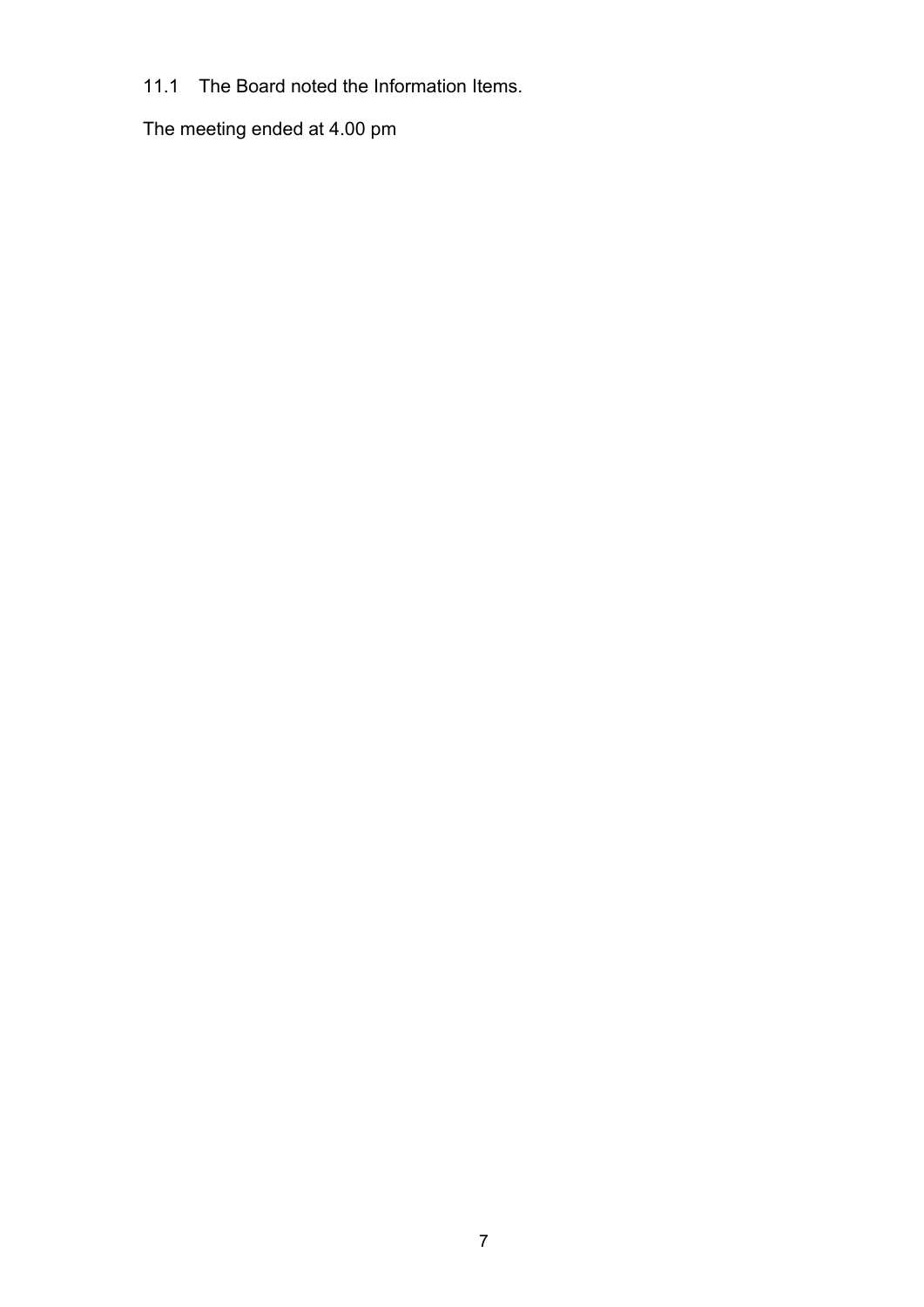11.1 The Board noted the Information Items.

The meeting ended at 4.00 pm